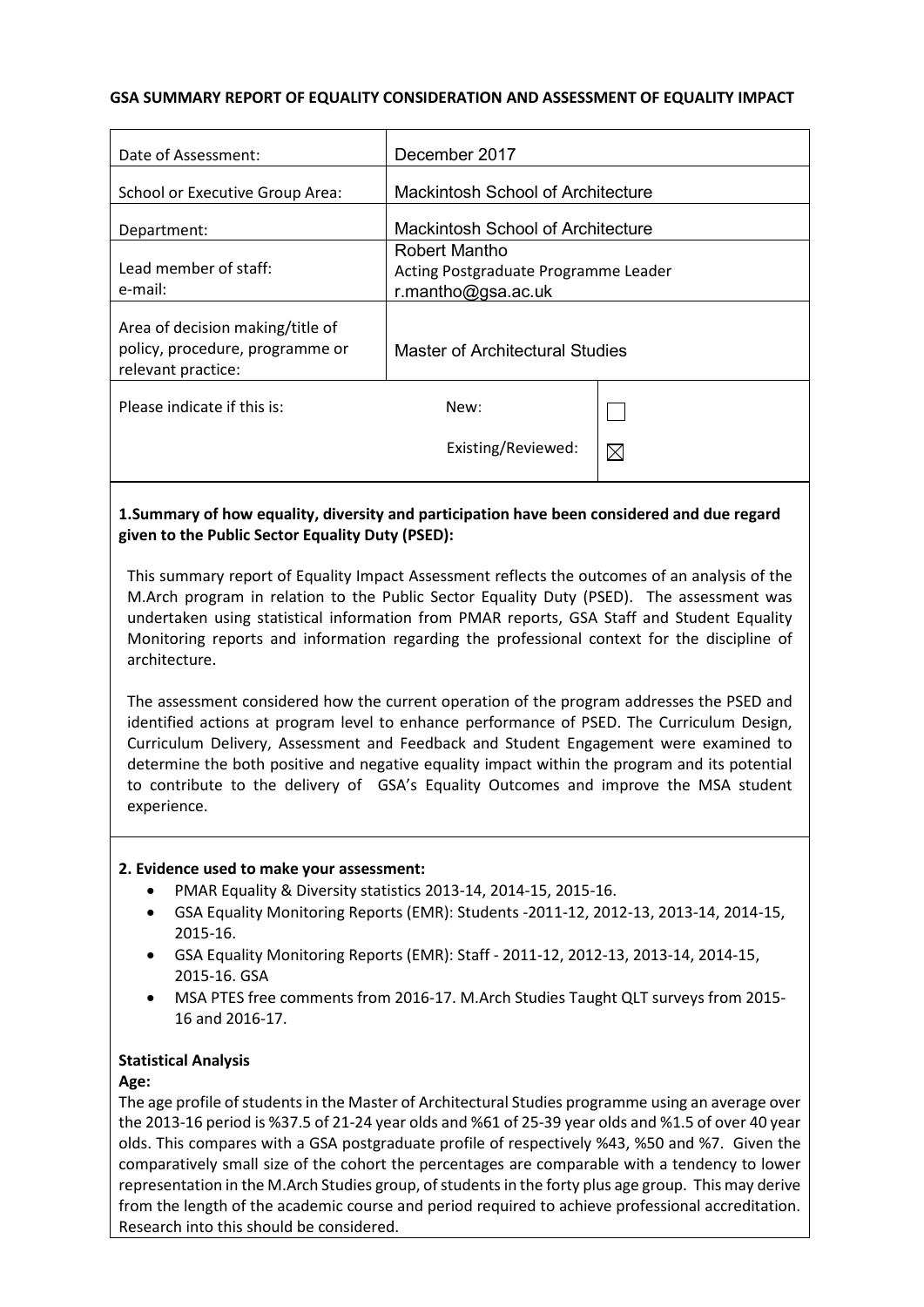**GSA SUMMARY REPORT OF EQUALITY CONSIDERATION AND ASSESSMENT OF EQUALITY IMPACT**

| | | |
|---|---|---|
| Date of Assessment: | December 2017 | |
| School or Executive Group Area: | Mackintosh School of Architecture | |
| Department: | Mackintosh School of Architecture | |
| Lead member of staff:<br>e-mail: | Robert Mantho<br>Acting Postgraduate Programme Leader<br>r.mantho@gsa.ac.uk | |
| Area of decision making/title of policy, procedure, programme or relevant practice: | Master of Architectural Studies | |
| Please indicate if this is: | New: | ☐ |
| | Existing/Reviewed: | ☒ |

**1.Summary of how equality, diversity and participation have been considered and due regard given to the Public Sector Equality Duty (PSED):**

This summary report of Equality Impact Assessment reflects the outcomes of an analysis of the M.Arch program in relation to the Public Sector Equality Duty (PSED). The assessment was undertaken using statistical information from PMAR reports, GSA Staff and Student Equality Monitoring reports and information regarding the professional context for the discipline of architecture.

The assessment considered how the current operation of the program addresses the PSED and identified actions at program level to enhance performance of PSED. The Curriculum Design, Curriculum Delivery, Assessment and Feedback and Student Engagement were examined to determine the both positive and negative equality impact within the program and its potential to contribute to the delivery of GSA's Equality Outcomes and improve the MSA student experience.

**2. Evidence used to make your assessment:**

- PMAR Equality & Diversity statistics 2013-14, 2014-15, 2015-16.
- GSA Equality Monitoring Reports (EMR): Students -2011-12, 2012-13, 2013-14, 2014-15, 2015-16.
- GSA Equality Monitoring Reports (EMR): Staff - 2011-12, 2012-13, 2013-14, 2014-15, 2015-16. GSA
- MSA PTES free comments from 2016-17. M.Arch Studies Taught QLT surveys from 2015-16 and 2016-17.

**Statistical Analysis**

**Age:**

The age profile of students in the Master of Architectural Studies programme using an average over the 2013-16 period is %37.5 of 21-24 year olds and %61 of 25-39 year olds and %1.5 of over 40 year olds. This compares with a GSA postgraduate profile of respectively %43, %50 and %7. Given the comparatively small size of the cohort the percentages are comparable with a tendency to lower representation in the M.Arch Studies group, of students in the forty plus age group. This may derive from the length of the academic course and period required to achieve professional accreditation. Research into this should be considered.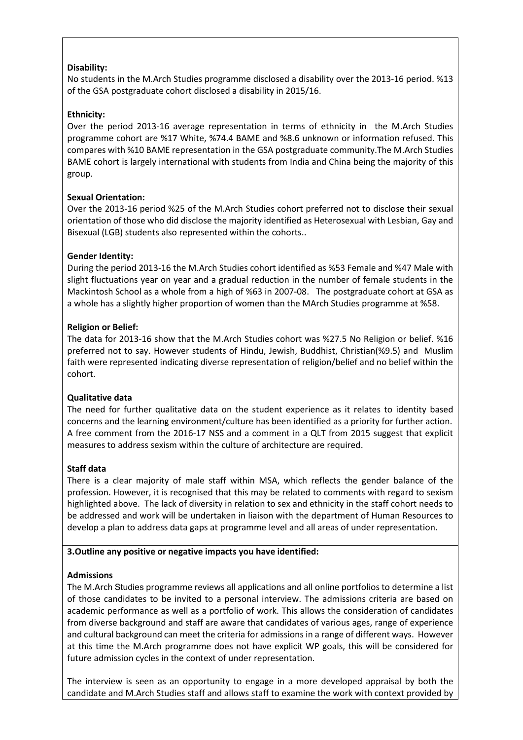**Disability:**

No students in the M.Arch Studies programme disclosed a disability over the 2013-16 period. %13 of the GSA postgraduate cohort disclosed a disability in 2015/16.

**Ethnicity:**

Over the period 2013-16 average representation in terms of ethnicity in the M.Arch Studies programme cohort are %17 White, %74.4 BAME and %8.6 unknown or information refused. This compares with %10 BAME representation in the GSA postgraduate community.The M.Arch Studies BAME cohort is largely international with students from India and China being the majority of this group.

**Sexual Orientation:**

Over the 2013-16 period %25 of the M.Arch Studies cohort preferred not to disclose their sexual orientation of those who did disclose the majority identified as Heterosexual with Lesbian, Gay and Bisexual (LGB) students also represented within the cohorts..

**Gender Identity:**

During the period 2013-16 the M.Arch Studies cohort identified as %53 Female and %47 Male with slight fluctuations year on year and a gradual reduction in the number of female students in the Mackintosh School as a whole from a high of %63 in 2007-08. The postgraduate cohort at GSA as a whole has a slightly higher proportion of women than the MArch Studies programme at %58.

**Religion or Belief:**

The data for 2013-16 show that the M.Arch Studies cohort was %27.5 No Religion or belief. %16 preferred not to say. However students of Hindu, Jewish, Buddhist, Christian(%9.5) and Muslim faith were represented indicating diverse representation of religion/belief and no belief within the cohort.

**Qualitative data**

The need for further qualitative data on the student experience as it relates to identity based concerns and the learning environment/culture has been identified as a priority for further action. A free comment from the 2016-17 NSS and a comment in a QLT from 2015 suggest that explicit measures to address sexism within the culture of architecture are required.

**Staff data**

There is a clear majority of male staff within MSA, which reflects the gender balance of the profession. However, it is recognised that this may be related to comments with regard to sexism highlighted above. The lack of diversity in relation to sex and ethnicity in the staff cohort needs to be addressed and work will be undertaken in liaison with the department of Human Resources to develop a plan to address data gaps at programme level and all areas of under representation.

**3.Outline any positive or negative impacts you have identified:**

**Admissions**

The M.Arch Studies programme reviews all applications and all online portfolios to determine a list of those candidates to be invited to a personal interview. The admissions criteria are based on academic performance as well as a portfolio of work. This allows the consideration of candidates from diverse background and staff are aware that candidates of various ages, range of experience and cultural background can meet the criteria for admissions in a range of different ways. However at this time the M.Arch programme does not have explicit WP goals, this will be considered for future admission cycles in the context of under representation.

The interview is seen as an opportunity to engage in a more developed appraisal by both the candidate and M.Arch Studies staff and allows staff to examine the work with context provided by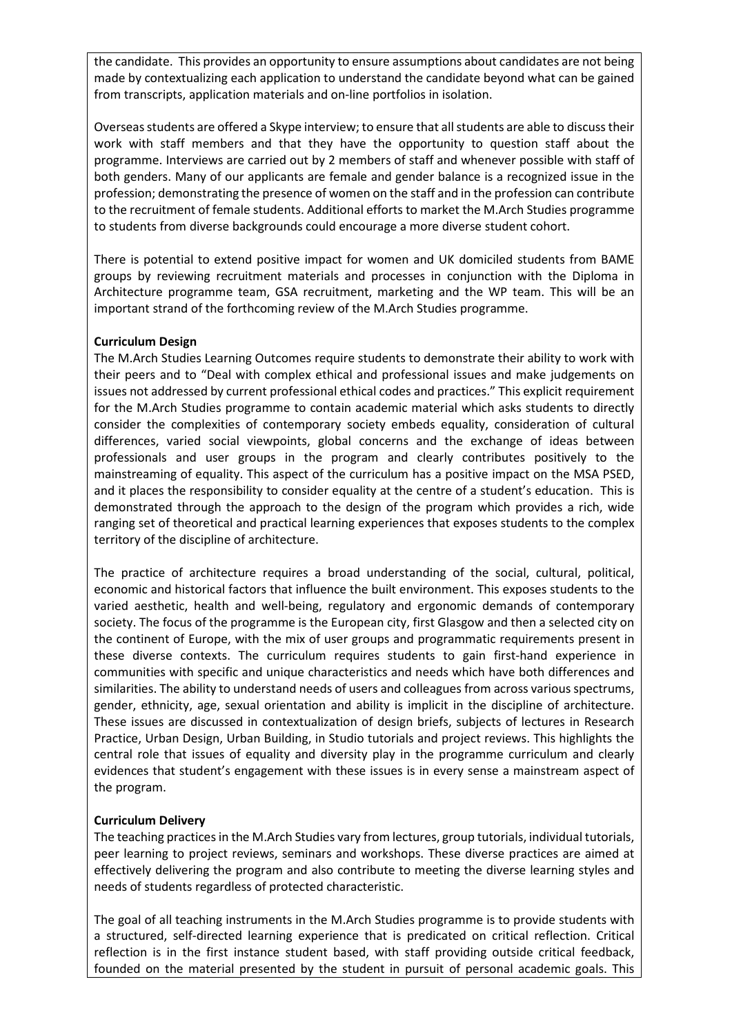the candidate. This provides an opportunity to ensure assumptions about candidates are not being made by contextualizing each application to understand the candidate beyond what can be gained from transcripts, application materials and on-line portfolios in isolation.

Overseas students are offered a Skype interview; to ensure that all students are able to discuss their work with staff members and that they have the opportunity to question staff about the programme. Interviews are carried out by 2 members of staff and whenever possible with staff of both genders. Many of our applicants are female and gender balance is a recognized issue in the profession; demonstrating the presence of women on the staff and in the profession can contribute to the recruitment of female students. Additional efforts to market the M.Arch Studies programme to students from diverse backgrounds could encourage a more diverse student cohort.

There is potential to extend positive impact for women and UK domiciled students from BAME groups by reviewing recruitment materials and processes in conjunction with the Diploma in Architecture programme team, GSA recruitment, marketing and the WP team. This will be an important strand of the forthcoming review of the M.Arch Studies programme.

**Curriculum Design**

The M.Arch Studies Learning Outcomes require students to demonstrate their ability to work with their peers and to "Deal with complex ethical and professional issues and make judgements on issues not addressed by current professional ethical codes and practices." This explicit requirement for the M.Arch Studies programme to contain academic material which asks students to directly consider the complexities of contemporary society embeds equality, consideration of cultural differences, varied social viewpoints, global concerns and the exchange of ideas between professionals and user groups in the program and clearly contributes positively to the mainstreaming of equality. This aspect of the curriculum has a positive impact on the MSA PSED, and it places the responsibility to consider equality at the centre of a student's education. This is demonstrated through the approach to the design of the program which provides a rich, wide ranging set of theoretical and practical learning experiences that exposes students to the complex territory of the discipline of architecture.

The practice of architecture requires a broad understanding of the social, cultural, political, economic and historical factors that influence the built environment. This exposes students to the varied aesthetic, health and well-being, regulatory and ergonomic demands of contemporary society. The focus of the programme is the European city, first Glasgow and then a selected city on the continent of Europe, with the mix of user groups and programmatic requirements present in these diverse contexts. The curriculum requires students to gain first-hand experience in communities with specific and unique characteristics and needs which have both differences and similarities. The ability to understand needs of users and colleagues from across various spectrums, gender, ethnicity, age, sexual orientation and ability is implicit in the discipline of architecture. These issues are discussed in contextualization of design briefs, subjects of lectures in Research Practice, Urban Design, Urban Building, in Studio tutorials and project reviews. This highlights the central role that issues of equality and diversity play in the programme curriculum and clearly evidences that student's engagement with these issues is in every sense a mainstream aspect of the program.

**Curriculum Delivery**

The teaching practices in the M.Arch Studies vary from lectures, group tutorials, individual tutorials, peer learning to project reviews, seminars and workshops. These diverse practices are aimed at effectively delivering the program and also contribute to meeting the diverse learning styles and needs of students regardless of protected characteristic.

The goal of all teaching instruments in the M.Arch Studies programme is to provide students with a structured, self-directed learning experience that is predicated on critical reflection. Critical reflection is in the first instance student based, with staff providing outside critical feedback, founded on the material presented by the student in pursuit of personal academic goals. This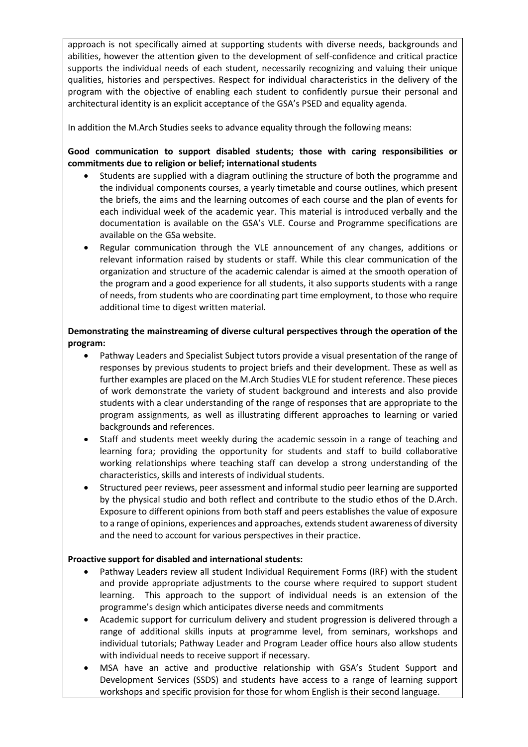approach is not specifically aimed at supporting students with diverse needs, backgrounds and abilities, however the attention given to the development of self-confidence and critical practice supports the individual needs of each student, necessarily recognizing and valuing their unique qualities, histories and perspectives. Respect for individual characteristics in the delivery of the program with the objective of enabling each student to confidently pursue their personal and architectural identity is an explicit acceptance of the GSA's PSED and equality agenda.

In addition the M.Arch Studies seeks to advance equality through the following means:

**Good communication to support disabled students; those with caring responsibilities or commitments due to religion or belief; international students**

- Students are supplied with a diagram outlining the structure of both the programme and the individual components courses, a yearly timetable and course outlines, which present the briefs, the aims and the learning outcomes of each course and the plan of events for each individual week of the academic year. This material is introduced verbally and the documentation is available on the GSA's VLE. Course and Programme specifications are available on the GSa website.
- Regular communication through the VLE announcement of any changes, additions or relevant information raised by students or staff. While this clear communication of the organization and structure of the academic calendar is aimed at the smooth operation of the program and a good experience for all students, it also supports students with a range of needs, from students who are coordinating part time employment, to those who require additional time to digest written material.

**Demonstrating the mainstreaming of diverse cultural perspectives through the operation of the program:**

- Pathway Leaders and Specialist Subject tutors provide a visual presentation of the range of responses by previous students to project briefs and their development. These as well as further examples are placed on the M.Arch Studies VLE for student reference. These pieces of work demonstrate the variety of student background and interests and also provide students with a clear understanding of the range of responses that are appropriate to the program assignments, as well as illustrating different approaches to learning or varied backgrounds and references.
- Staff and students meet weekly during the academic sessoin in a range of teaching and learning fora; providing the opportunity for students and staff to build collaborative working relationships where teaching staff can develop a strong understanding of the characteristics, skills and interests of individual students.
- Structured peer reviews, peer assessment and informal studio peer learning are supported by the physical studio and both reflect and contribute to the studio ethos of the D.Arch. Exposure to different opinions from both staff and peers establishes the value of exposure to a range of opinions, experiences and approaches, extends student awareness of diversity and the need to account for various perspectives in their practice.

**Proactive support for disabled and international students:**

- Pathway Leaders review all student Individual Requirement Forms (IRF) with the student and provide appropriate adjustments to the course where required to support student learning. This approach to the support of individual needs is an extension of the programme's design which anticipates diverse needs and commitments
- Academic support for curriculum delivery and student progression is delivered through a range of additional skills inputs at programme level, from seminars, workshops and individual tutorials; Pathway Leader and Program Leader office hours also allow students with individual needs to receive support if necessary.
- MSA have an active and productive relationship with GSA's Student Support and Development Services (SSDS) and students have access to a range of learning support workshops and specific provision for those for whom English is their second language.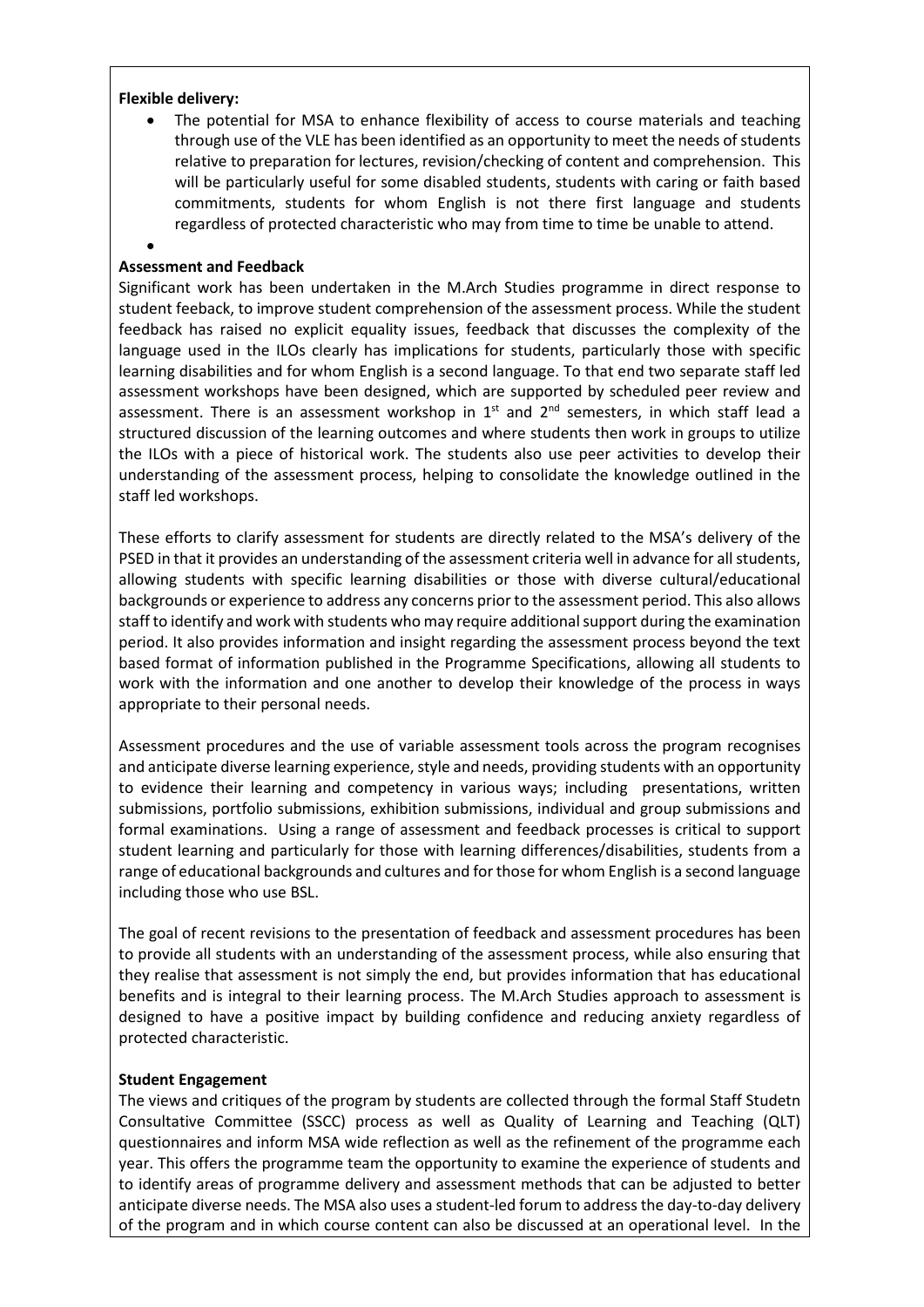**Flexible delivery:**

- The potential for MSA to enhance flexibility of access to course materials and teaching through use of the VLE has been identified as an opportunity to meet the needs of students relative to preparation for lectures, revision/checking of content and comprehension. This will be particularly useful for some disabled students, students with caring or faith based commitments, students for whom English is not there first language and students regardless of protected characteristic who may from time to time be unable to attend.
- 

**Assessment and Feedback**

Significant work has been undertaken in the M.Arch Studies programme in direct response to student feeback, to improve student comprehension of the assessment process. While the student feedback has raised no explicit equality issues, feedback that discusses the complexity of the language used in the ILOs clearly has implications for students, particularly those with specific learning disabilities and for whom English is a second language. To that end two separate staff led assessment workshops have been designed, which are supported by scheduled peer review and assessment. There is an assessment workshop in 1st and 2nd semesters, in which staff lead a structured discussion of the learning outcomes and where students then work in groups to utilize the ILOs with a piece of historical work. The students also use peer activities to develop their understanding of the assessment process, helping to consolidate the knowledge outlined in the staff led workshops.

These efforts to clarify assessment for students are directly related to the MSA's delivery of the PSED in that it provides an understanding of the assessment criteria well in advance for all students, allowing students with specific learning disabilities or those with diverse cultural/educational backgrounds or experience to address any concerns prior to the assessment period. This also allows staff to identify and work with students who may require additional support during the examination period. It also provides information and insight regarding the assessment process beyond the text based format of information published in the Programme Specifications, allowing all students to work with the information and one another to develop their knowledge of the process in ways appropriate to their personal needs.

Assessment procedures and the use of variable assessment tools across the program recognises and anticipate diverse learning experience, style and needs, providing students with an opportunity to evidence their learning and competency in various ways; including presentations, written submissions, portfolio submissions, exhibition submissions, individual and group submissions and formal examinations. Using a range of assessment and feedback processes is critical to support student learning and particularly for those with learning differences/disabilities, students from a range of educational backgrounds and cultures and for those for whom English is a second language including those who use BSL.

The goal of recent revisions to the presentation of feedback and assessment procedures has been to provide all students with an understanding of the assessment process, while also ensuring that they realise that assessment is not simply the end, but provides information that has educational benefits and is integral to their learning process. The M.Arch Studies approach to assessment is designed to have a positive impact by building confidence and reducing anxiety regardless of protected characteristic.

**Student Engagement**

The views and critiques of the program by students are collected through the formal Staff Studetn Consultative Committee (SSCC) process as well as Quality of Learning and Teaching (QLT) questionnaires and inform MSA wide reflection as well as the refinement of the programme each year. This offers the programme team the opportunity to examine the experience of students and to identify areas of programme delivery and assessment methods that can be adjusted to better anticipate diverse needs. The MSA also uses a student-led forum to address the day-to-day delivery of the program and in which course content can also be discussed at an operational level. In the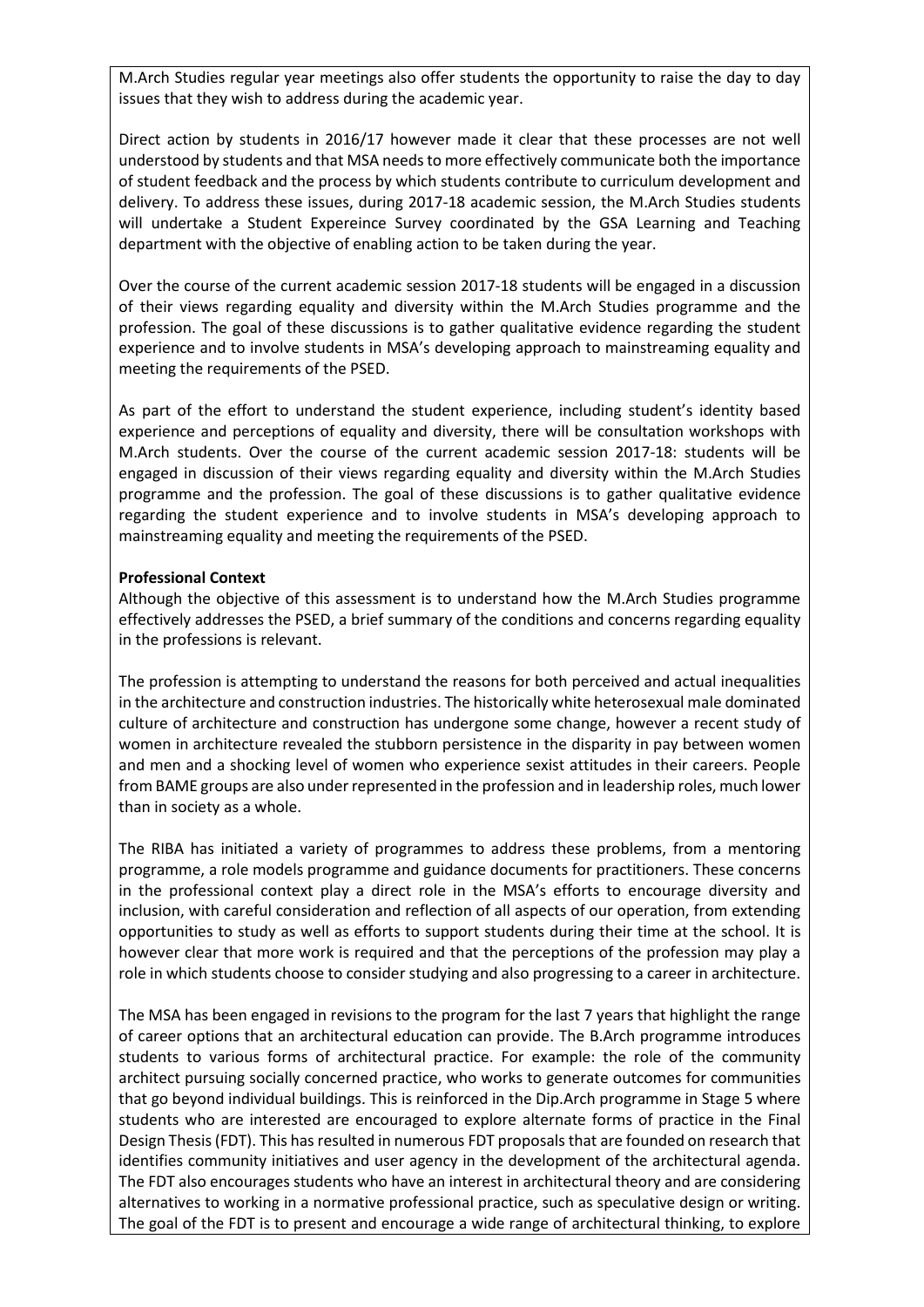M.Arch Studies regular year meetings also offer students the opportunity to raise the day to day issues that they wish to address during the academic year.

Direct action by students in 2016/17 however made it clear that these processes are not well understood by students and that MSA needs to more effectively communicate both the importance of student feedback and the process by which students contribute to curriculum development and delivery. To address these issues, during 2017-18 academic session, the M.Arch Studies students will undertake a Student Expereince Survey coordinated by the GSA Learning and Teaching department with the objective of enabling action to be taken during the year.

Over the course of the current academic session 2017-18 students will be engaged in a discussion of their views regarding equality and diversity within the M.Arch Studies programme and the profession. The goal of these discussions is to gather qualitative evidence regarding the student experience and to involve students in MSA's developing approach to mainstreaming equality and meeting the requirements of the PSED.

As part of the effort to understand the student experience, including student's identity based experience and perceptions of equality and diversity, there will be consultation workshops with M.Arch students. Over the course of the current academic session 2017-18: students will be engaged in discussion of their views regarding equality and diversity within the M.Arch Studies programme and the profession. The goal of these discussions is to gather qualitative evidence regarding the student experience and to involve students in MSA's developing approach to mainstreaming equality and meeting the requirements of the PSED.

**Professional Context**

Although the objective of this assessment is to understand how the M.Arch Studies programme effectively addresses the PSED, a brief summary of the conditions and concerns regarding equality in the professions is relevant.

The profession is attempting to understand the reasons for both perceived and actual inequalities in the architecture and construction industries. The historically white heterosexual male dominated culture of architecture and construction has undergone some change, however a recent study of women in architecture revealed the stubborn persistence in the disparity in pay between women and men and a shocking level of women who experience sexist attitudes in their careers. People from BAME groups are also under represented in the profession and in leadership roles, much lower than in society as a whole.

The RIBA has initiated a variety of programmes to address these problems, from a mentoring programme, a role models programme and guidance documents for practitioners. These concerns in the professional context play a direct role in the MSA's efforts to encourage diversity and inclusion, with careful consideration and reflection of all aspects of our operation, from extending opportunities to study as well as efforts to support students during their time at the school. It is however clear that more work is required and that the perceptions of the profession may play a role in which students choose to consider studying and also progressing to a career in architecture.

The MSA has been engaged in revisions to the program for the last 7 years that highlight the range of career options that an architectural education can provide. The B.Arch programme introduces students to various forms of architectural practice. For example: the role of the community architect pursuing socially concerned practice, who works to generate outcomes for communities that go beyond individual buildings. This is reinforced in the Dip.Arch programme in Stage 5 where students who are interested are encouraged to explore alternate forms of practice in the Final Design Thesis (FDT). This has resulted in numerous FDT proposals that are founded on research that identifies community initiatives and user agency in the development of the architectural agenda. The FDT also encourages students who have an interest in architectural theory and are considering alternatives to working in a normative professional practice, such as speculative design or writing. The goal of the FDT is to present and encourage a wide range of architectural thinking, to explore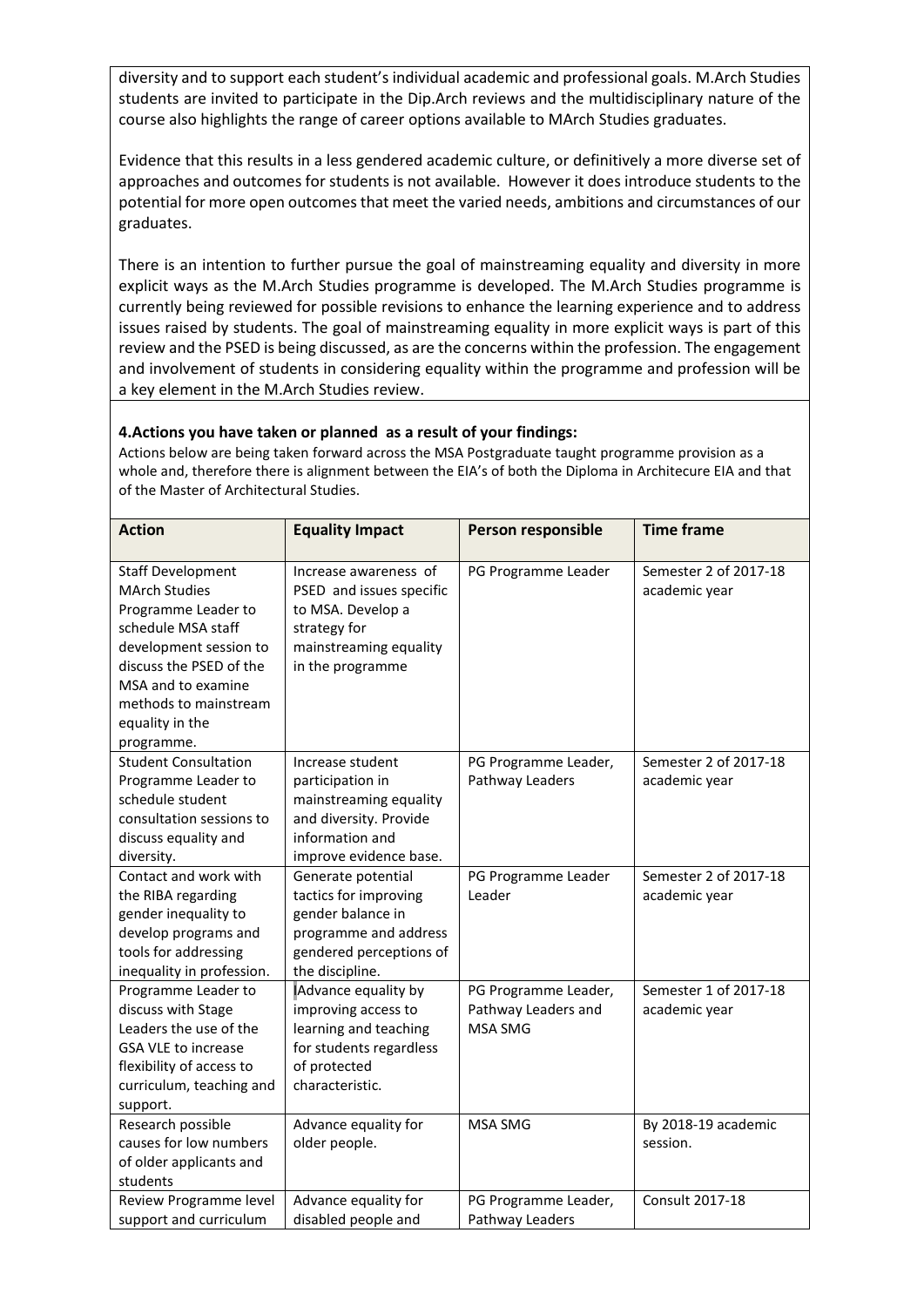diversity and to support each student's individual academic and professional goals. M.Arch Studies students are invited to participate in the Dip.Arch reviews and the multidisciplinary nature of the course also highlights the range of career options available to MArch Studies graduates.

Evidence that this results in a less gendered academic culture, or definitively a more diverse set of approaches and outcomes for students is not available. However it does introduce students to the potential for more open outcomes that meet the varied needs, ambitions and circumstances of our graduates.

There is an intention to further pursue the goal of mainstreaming equality and diversity in more explicit ways as the M.Arch Studies programme is developed. The M.Arch Studies programme is currently being reviewed for possible revisions to enhance the learning experience and to address issues raised by students. The goal of mainstreaming equality in more explicit ways is part of this review and the PSED is being discussed, as are the concerns within the profession. The engagement and involvement of students in considering equality within the programme and profession will be a key element in the M.Arch Studies review.

**4.Actions you have taken or planned as a result of your findings:**

Actions below are being taken forward across the MSA Postgraduate taught programme provision as a whole and, therefore there is alignment between the EIA's of both the Diploma in Architecure EIA and that of the Master of Architectural Studies.

| Action | Equality Impact | Person responsible | Time frame |
|---|---|---|---|
| Staff Development MArch Studies Programme Leader to schedule MSA staff development session to discuss the PSED of the MSA and to examine methods to mainstream equality in the programme. | Increase awareness of PSED and issues specific to MSA. Develop a strategy for mainstreaming equality in the programme | PG Programme Leader | Semester 2 of 2017-18 academic year |
| Student Consultation Programme Leader to schedule student consultation sessions to discuss equality and diversity. | Increase student participation in mainstreaming equality and diversity. Provide information and improve evidence base. | PG Programme Leader, Pathway Leaders | Semester 2 of 2017-18 academic year |
| Contact and work with the RIBA regarding gender inequality to develop programs and tools for addressing inequality in profession. | Generate potential tactics for improving gender balance in programme and address gendered perceptions of the discipline. | PG Programme Leader Leader | Semester 2 of 2017-18 academic year |
| Programme Leader to discuss with Stage Leaders the use of the GSA VLE to increase flexibility of access to curriculum, teaching and support. | Advance equality by improving access to learning and teaching for students regardless of protected characteristic. | PG Programme Leader, Pathway Leaders and MSA SMG | Semester 1 of 2017-18 academic year |
| Research possible causes for low numbers of older applicants and students | Advance equality for older people. | MSA SMG | By 2018-19 academic session. |
| Review Programme level support and curriculum | Advance equality for disabled people and | PG Programme Leader, Pathway Leaders | Consult 2017-18 |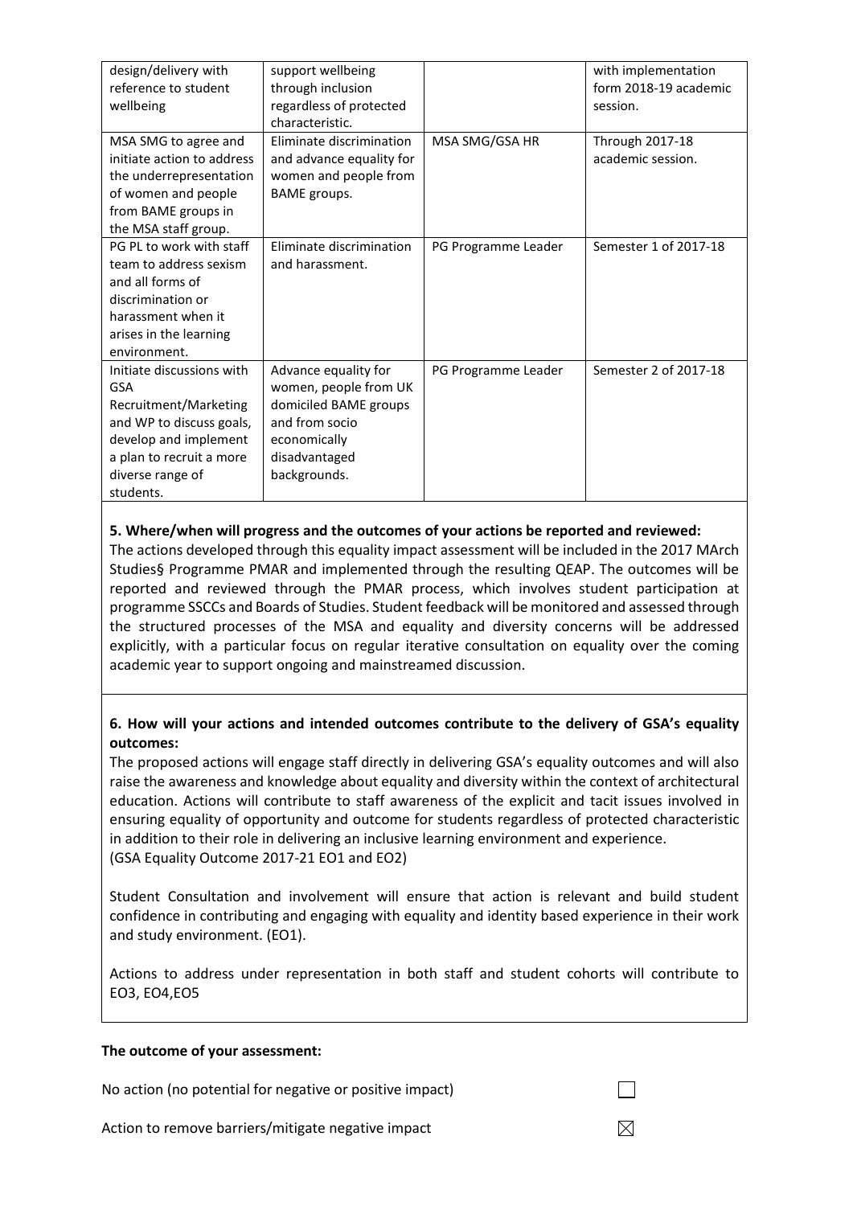| design/delivery with reference to student wellbeing | support wellbeing through inclusion regardless of protected characteristic. | | with implementation form 2018-19 academic session. |
|---|---|---|---|
| MSA SMG to agree and initiate action to address the underrepresentation of women and people from BAME groups in the MSA staff group. | Eliminate discrimination and advance equality for women and people from BAME groups. | MSA SMG/GSA HR | Through 2017-18 academic session. |
| PG PL to work with staff team to address sexism and all forms of discrimination or harassment when it arises in the learning environment. | Eliminate discrimination and harassment. | PG Programme Leader | Semester 1 of 2017-18 |
| Initiate discussions with GSA Recruitment/Marketing and WP to discuss goals, develop and implement a plan to recruit a more diverse range of students. | Advance equality for women, people from UK domiciled BAME groups and from socio economically disadvantaged backgrounds. | PG Programme Leader | Semester 2 of 2017-18 |

**5. Where/when will progress and the outcomes of your actions be reported and reviewed:**

The actions developed through this equality impact assessment will be included in the 2017 MArch Studies§ Programme PMAR and implemented through the resulting QEAP. The outcomes will be reported and reviewed through the PMAR process, which involves student participation at programme SSCCs and Boards of Studies. Student feedback will be monitored and assessed through the structured processes of the MSA and equality and diversity concerns will be addressed explicitly, with a particular focus on regular iterative consultation on equality over the coming academic year to support ongoing and mainstreamed discussion.

**6. How will your actions and intended outcomes contribute to the delivery of GSA's equality outcomes:**

The proposed actions will engage staff directly in delivering GSA's equality outcomes and will also raise the awareness and knowledge about equality and diversity within the context of architectural education. Actions will contribute to staff awareness of the explicit and tacit issues involved in ensuring equality of opportunity and outcome for students regardless of protected characteristic in addition to their role in delivering an inclusive learning environment and experience. (GSA Equality Outcome 2017-21 EO1 and EO2)

Student Consultation and involvement will ensure that action is relevant and build student confidence in contributing and engaging with equality and identity based experience in their work and study environment. (EO1).

Actions to address under representation in both staff and student cohorts will contribute to EO3, EO4,EO5

**The outcome of your assessment:**

No action (no potential for negative or positive impact) ☐

Action to remove barriers/mitigate negative impact ☒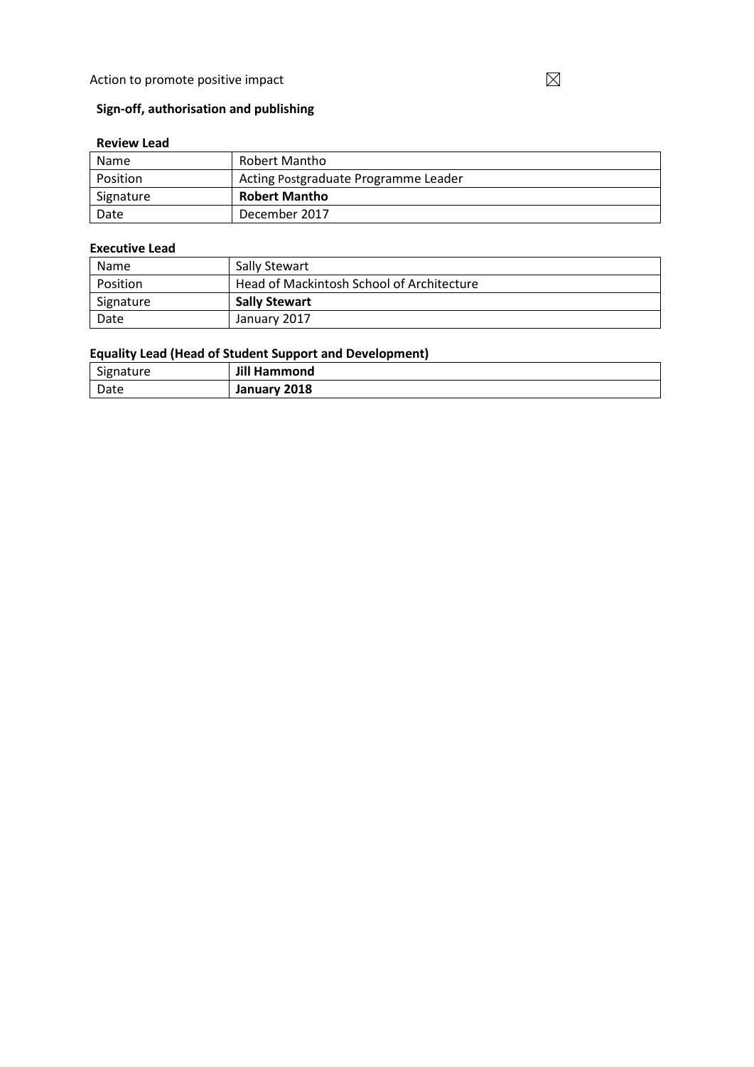Action to promote positive impact ☒

**Sign-off, authorisation and publishing**

**Review Lead**

| | |
|---|---|
| Name | Robert Mantho |
| Position | Acting Postgraduate Programme Leader |
| Signature | **Robert Mantho** |
| Date | December 2017 |

**Executive Lead**

| | |
|---|---|
| Name | Sally Stewart |
| Position | Head of Mackintosh School of Architecture |
| Signature | **Sally Stewart** |
| Date | January 2017 |

**Equality Lead (Head of Student Support and Development)**

| | |
|---|---|
| Signature | **Jill Hammond** |
| Date | **January 2018** |